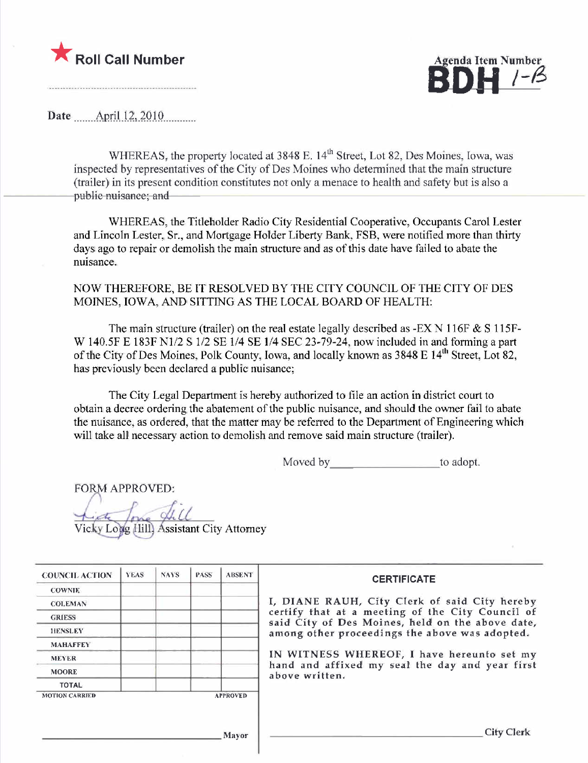★ **Roll Call Number**

..............................

**Agenda Item Number**
**BDH 1-B**

Date ......April 12, 2010..........

WHEREAS, the property located at 3848 E. 14th Street, Lot 82, Des Moines, Iowa, was inspected by representatives of the City of Des Moines who determined that the main structure (trailer) in its present condition constitutes not only a menace to health and safety but is also a public nuisance; and

WHEREAS, the Titleholder Radio City Residential Cooperative, Occupants Carol Lester and Lincoln Lester, Sr., and Mortgage Holder Liberty Bank, FSB, were notified more than thirty days ago to repair or demolish the main structure and as of this date have failed to abate the nuisance.

NOW THEREFORE, BE IT RESOLVED BY THE CITY COUNCIL OF THE CITY OF DES MOINES, IOWA, AND SITTING AS THE LOCAL BOARD OF HEALTH:

The main structure (trailer) on the real estate legally described as -EX N 116F & S 115F-W 140.5F E 183F N1/2 S 1/2 SE 1/4 SE 1/4 SEC 23-79-24, now included in and forming a part of the City of Des Moines, Polk County, Iowa, and locally known as 3848 E 14th Street, Lot 82, has previously been declared a public nuisance;

The City Legal Department is hereby authorized to file an action in district court to obtain a decree ordering the abatement of the public nuisance, and should the owner fail to abate the nuisance, as ordered, that the matter may be referred to the Department of Engineering which will take all necessary action to demolish and remove said main structure (trailer).

Moved by________________to adopt.

FORM APPROVED:

Vicky Long Hill, Assistant City Attorney

| COUNCIL ACTION | YEAS | NAYS | PASS | ABSENT |
|---|---|---|---|---|
| COWNIE | | | | |
| COLEMAN | | | | |
| GRIESS | | | | |
| HENSLEY | | | | |
| MAHAFFEY | | | | |
| MEYER | | | | |
| MOORE | | | | |
| TOTAL | | | | |
| MOTION CARRIED | | | | APPROVED |

______________________________ Mayor

**CERTIFICATE**

I, DIANE RAUH, City Clerk of said City hereby certify that at a meeting of the City Council of said City of Des Moines, held on the above date, among other proceedings the above was adopted.

IN WITNESS WHEREOF, I have hereunto set my hand and affixed my seal the day and year first above written.

______________________________ City Clerk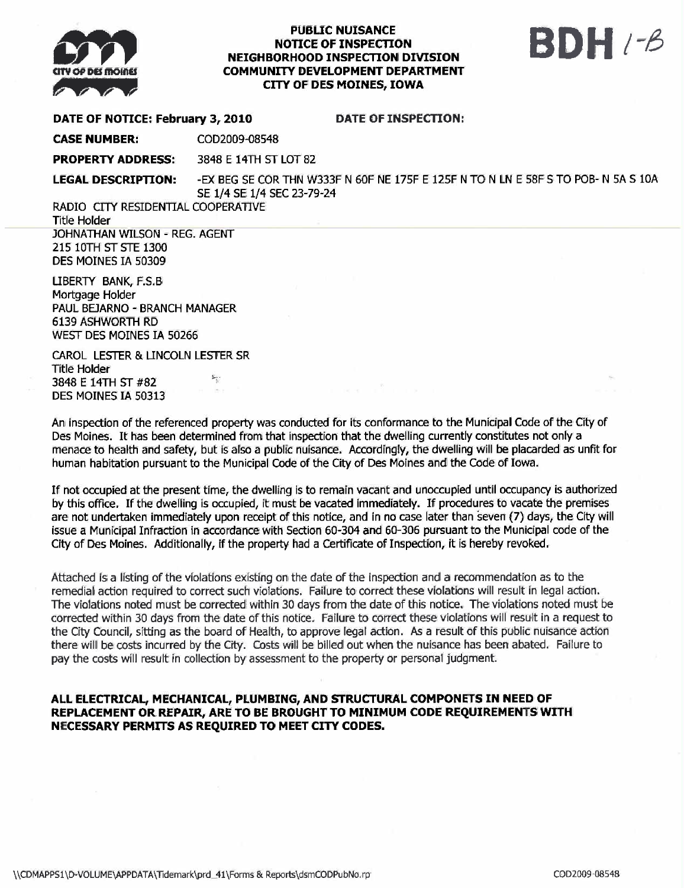**CITY OF DES MOINES**

**PUBLIC NUISANCE**
**NOTICE OF INSPECTION**
**NEIGHBORHOOD INSPECTION DIVISION**
**COMMUNITY DEVELOPMENT DEPARTMENT**
**CITY OF DES MOINES, IOWA**

**BDH** 1-B

**DATE OF NOTICE: February 3, 2010** **DATE OF INSPECTION:**

**CASE NUMBER:** COD2009-08548

**PROPERTY ADDRESS:** 3848 E 14TH ST LOT 82

**LEGAL DESCRIPTION:** -EX BEG SE COR THN W333F N 60F NE 175F E 125F N TO N LN E 58F S TO POB- N 5A S 10A SE 1/4 SE 1/4 SEC 23-79-24

RADIO CITY RESIDENTIAL COOPERATIVE
Title Holder
JOHNATHAN WILSON - REG. AGENT
215 10TH ST STE 1300
DES MOINES IA 50309

LIBERTY BANK, F.S.B
Mortgage Holder
PAUL BEJARNO - BRANCH MANAGER
6139 ASHWORTH RD
WEST DES MOINES IA 50266

CAROL LESTER & LINCOLN LESTER SR
Title Holder
3848 E 14TH ST #82
DES MOINES IA 50313

An inspection of the referenced property was conducted for its conformance to the Municipal Code of the City of Des Moines. It has been determined from that inspection that the dwelling currently constitutes not only a menace to health and safety, but is also a public nuisance. Accordingly, the dwelling will be placarded as unfit for human habitation pursuant to the Municipal Code of the City of Des Moines and the Code of Iowa.

If not occupied at the present time, the dwelling is to remain vacant and unoccupied until occupancy is authorized by this office. If the dwelling is occupied, it must be vacated immediately. If procedures to vacate the premises are not undertaken immediately upon receipt of this notice, and in no case later than seven (7) days, the City will issue a Municipal Infraction in accordance with Section 60-304 and 60-306 pursuant to the Municipal code of the City of Des Moines. Additionally, if the property had a Certificate of Inspection, it is hereby revoked.

Attached is a listing of the violations existing on the date of the inspection and a recommendation as to the remedial action required to correct such violations. Failure to correct these violations will result in legal action. The violations noted must be corrected within 30 days from the date of this notice. The violations noted must be corrected within 30 days from the date of this notice. Failure to correct these violations will result in a request to the City Council, sitting as the board of Health, to approve legal action. As a result of this public nuisance action there will be costs incurred by the City. Costs will be billed out when the nuisance has been abated. Failure to pay the costs will result in collection by assessment to the property or personal judgment.

**ALL ELECTRICAL, MECHANICAL, PLUMBING, AND STRUCTURAL COMPONETS IN NEED OF REPLACEMENT OR REPAIR, ARE TO BE BROUGHT TO MINIMUM CODE REQUIREMENTS WITH NECESSARY PERMITS AS REQUIRED TO MEET CITY CODES.**

\\CDMAPPS1\D-VOLUME\APPDATA\Tidemark\prd_41\Forms & Reports\dsmCODPubNo.rp COD2009-08548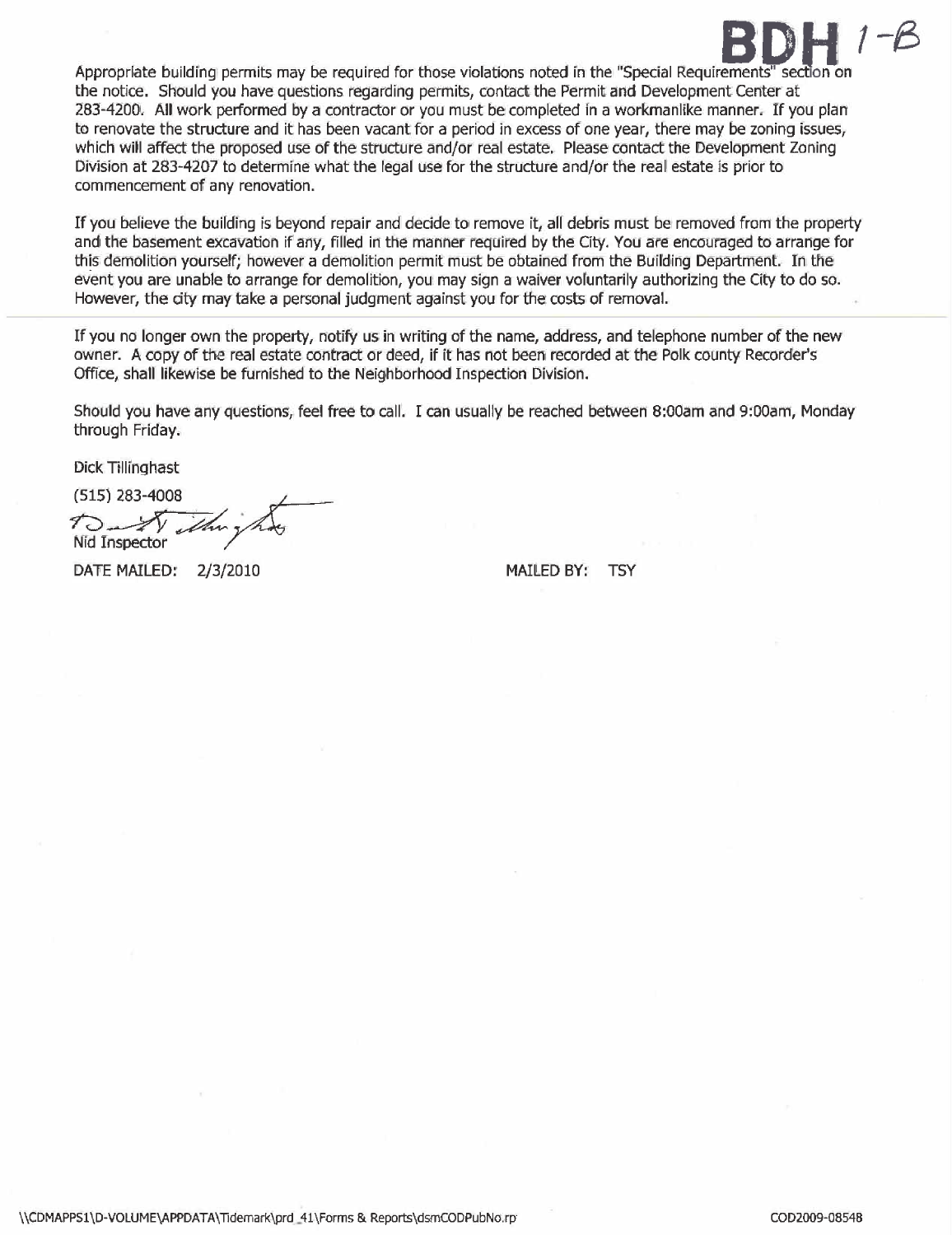BDH 1-B

Appropriate building permits may be required for those violations noted in the "Special Requirements" section on the notice. Should you have questions regarding permits, contact the Permit and Development Center at 283-4200. All work performed by a contractor or you must be completed in a workmanlike manner. If you plan to renovate the structure and it has been vacant for a period in excess of one year, there may be zoning issues, which will affect the proposed use of the structure and/or real estate. Please contact the Development Zoning Division at 283-4207 to determine what the legal use for the structure and/or the real estate is prior to commencement of any renovation.

If you believe the building is beyond repair and decide to remove it, all debris must be removed from the property and the basement excavation if any, filled in the manner required by the City. You are encouraged to arrange for this demolition yourself; however a demolition permit must be obtained from the Building Department. In the event you are unable to arrange for demolition, you may sign a waiver voluntarily authorizing the City to do so. However, the city may take a personal judgment against you for the costs of removal.

If you no longer own the property, notify us in writing of the name, address, and telephone number of the new owner. A copy of the real estate contract or deed, if it has not been recorded at the Polk county Recorder's Office, shall likewise be furnished to the Neighborhood Inspection Division.

Should you have any questions, feel free to call. I can usually be reached between 8:00am and 9:00am, Monday through Friday.

Dick Tillinghast

(515) 283-4008

Nid Inspector

DATE MAILED: 2/3/2010 MAILED BY: TSY

\\CDMAPPS1\D-VOLUME\APPDATA\Tidemark\prd_41\Forms & Reports\dsmCODPubNo.rp COD2009-08548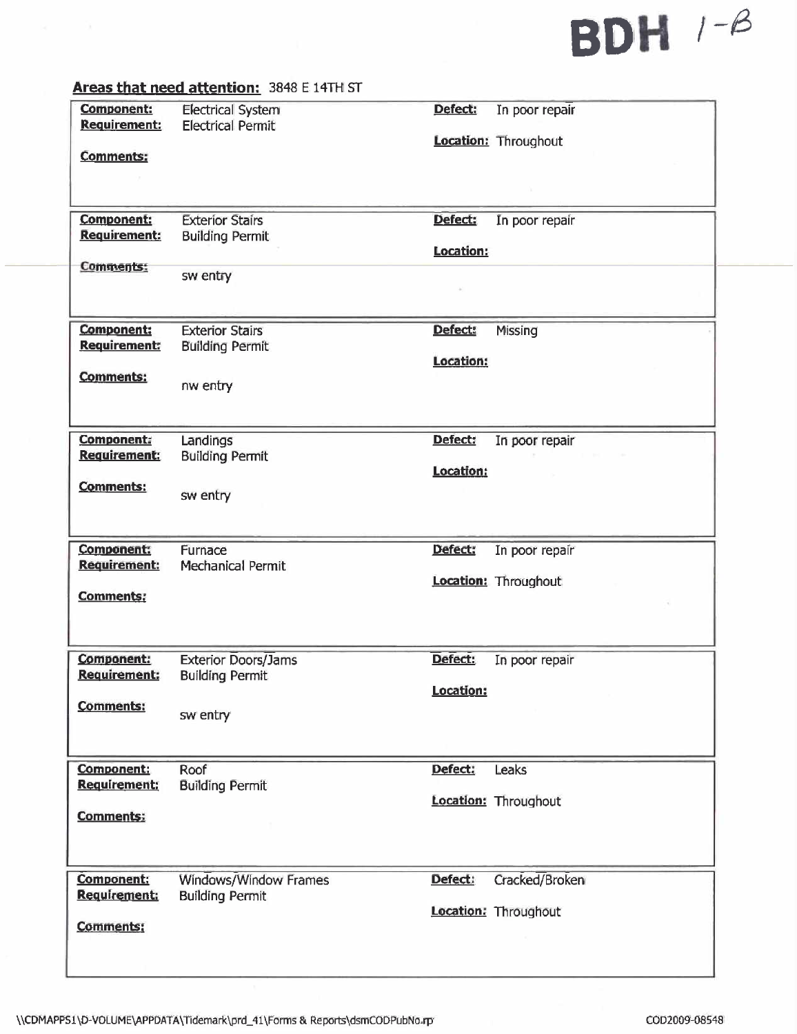BDH 1-B

**Areas that need attention:** 3848 E 14TH ST

| Component | Requirement | Defect | Location | Comments |
|---|---|---|---|---|
| Electrical System | Electrical Permit | In poor repair | Throughout | |
| Exterior Stairs | Building Permit | In poor repair | | sw entry |
| Exterior Stairs | Building Permit | Missing | | nw entry |
| Landings | Building Permit | In poor repair | | sw entry |
| Furnace | Mechanical Permit | In poor repair | Throughout | |
| Exterior Doors/Jams | Building Permit | In poor repair | | sw entry |
| Roof | Building Permit | Leaks | Throughout | |
| Windows/Window Frames | Building Permit | Cracked/Broken | Throughout | |

\\CDMAPPS1\D-VOLUME\APPDATA\Tidemark\prd_41\Forms & Reports\dsmCODPubNo.rpt

COD2009-08548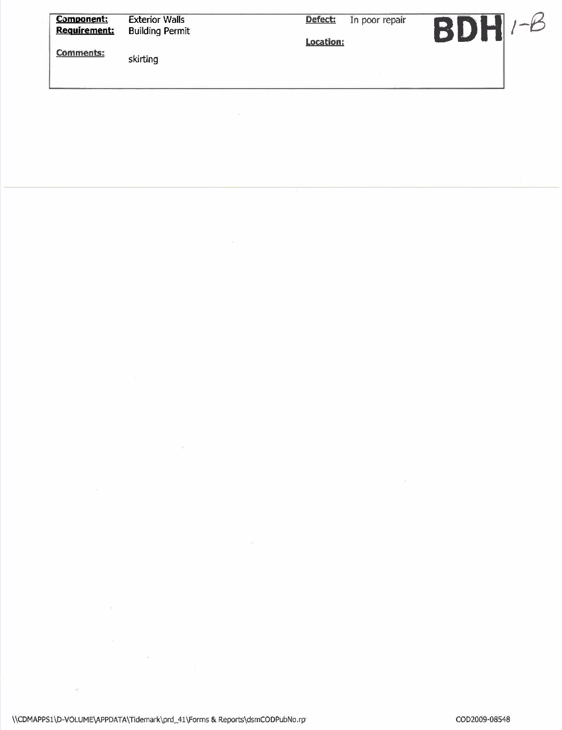| **Component:** | Exterior Walls | **Defect:** | In poor repair |
|---|---|---|---|
| **Requirement:** | Building Permit | **Location:** | |
| **Comments:** | skirting | | |

**BDH** 1-B

\\CDMAPPS1\D-VOLUME\APPDATA\Tidemark\prd_41\Forms & Reports\dsmCODPubNo.rpt

COD2009-08548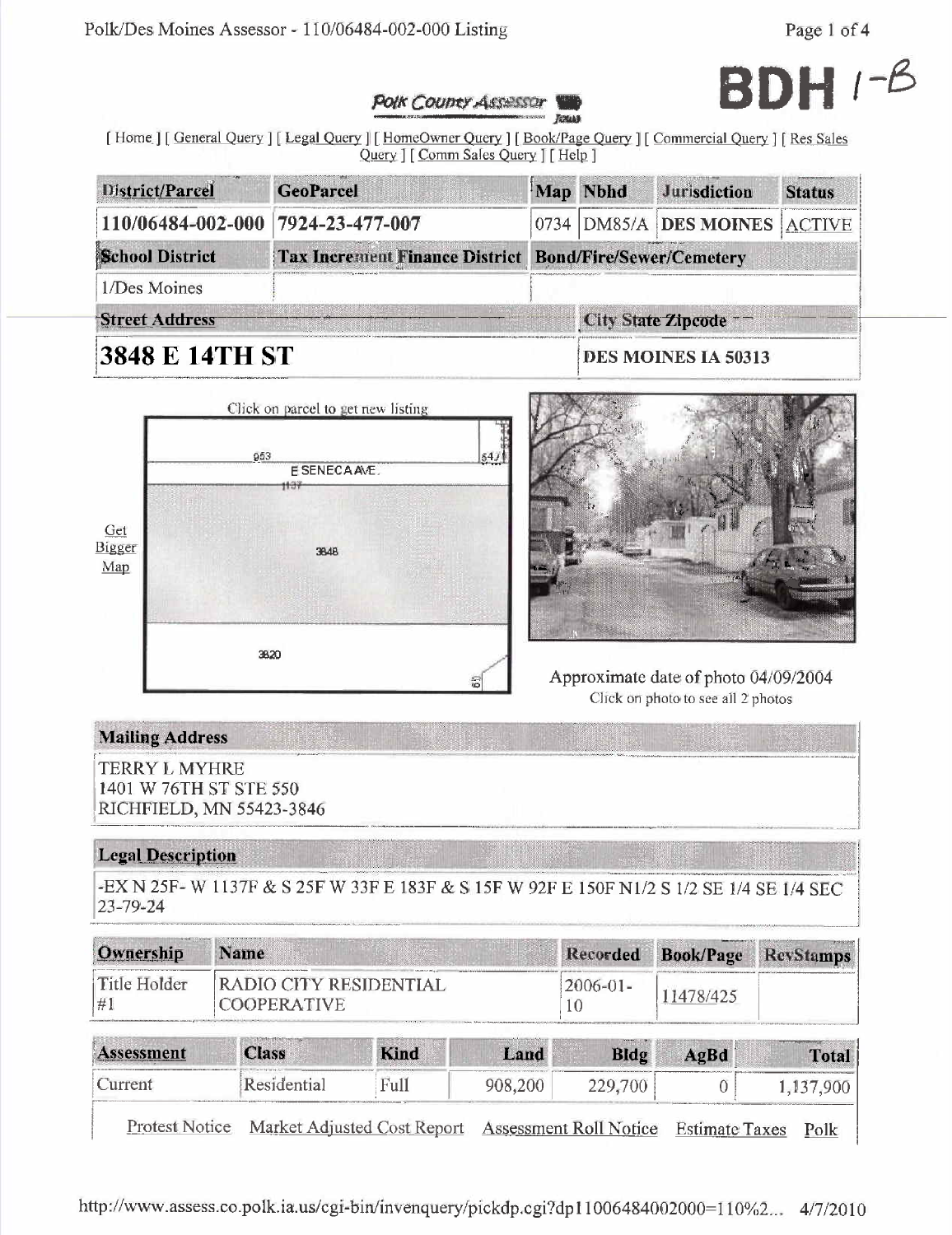BDH 1-B

Polk County Assessor

[ Home ] [ General Query ] [ Legal Query ] [ HomeOwner Query ] [ Book/Page Query ] [ Commercial Query ] [ Res Sales Query ] [ Comm Sales Query ] [ Help ]

| District/Parcel | GeoParcel | Map | Nbhd | Jurisdiction | Status |
|---|---|---|---|---|---|
| 110/06484-002-000 | 7924-23-477-007 | 0734 | DM85/A | DES MOINES | ACTIVE |

| School District | Tax Increment Finance District | Bond/Fire/Sewer/Cemetery |
|---|---|---|
| 1/Des Moines | | |

| Street Address | City State Zipcode |
|---|---|
| 3848 E 14TH ST | DES MOINES IA 50313 |

Click on parcel to get new listing

Get Bigger Map

Approximate date of photo 04/09/2004
Click on photo to see all 2 photos

## Mailing Address

TERRY L MYHRE
1401 W 76TH ST STE 550
RICHFIELD, MN 55423-3846

## Legal Description

-EX N 25F- W 1137F & S 25F W 33F E 183F & S 15F W 92F E 150F N1/2 S 1/2 SE 1/4 SE 1/4 SEC 23-79-24

| Ownership | Name | Recorded | Book/Page | RevStamps |
|---|---|---|---|---|
| Title Holder #1 | RADIO CITY RESIDENTIAL COOPERATIVE | 2006-01-10 | 11478/425 | |

| Assessment | Class | Kind | Land | Bldg | AgBd | Total |
|---|---|---|---|---|---|---|
| Current | Residential | Full | 908,200 | 229,700 | 0 | 1,137,900 |

Protest Notice Market Adjusted Cost Report Assessment Roll Notice Estimate Taxes Polk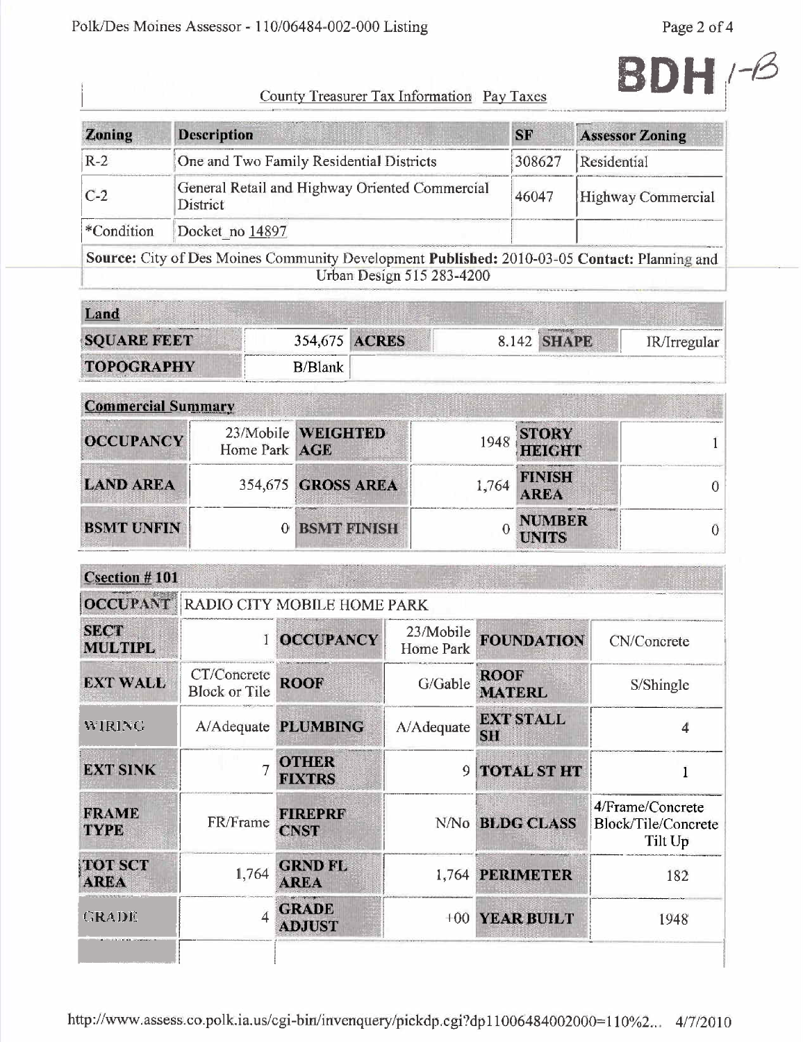BDH 1-B

County Treasurer Tax Information Pay Taxes

| Zoning | Description | SF | Assessor Zoning |
|---|---|---|---|
| R-2 | One and Two Family Residential Districts | 308627 | Residential |
| C-2 | General Retail and Highway Oriented Commercial District | 46047 | Highway Commercial |
| *Condition | Docket_no 14897 | | |

**Source:** City of Des Moines Community Development **Published:** 2010-03-05 **Contact:** Planning and Urban Design 515 283-4200

**Land**

| | | | | | |
|---|---|---|---|---|---|
| **SQUARE FEET** | 354,675 | **ACRES** | 8.142 | **SHAPE** | IR/Irregular |
| **TOPOGRAPHY** | B/Blank | | | | |

**Commercial Summary**

| | | | | | |
|---|---|---|---|---|---|
| **OCCUPANCY** | 23/Mobile Home Park | **WEIGHTED AGE** | 1948 | **STORY HEIGHT** | 1 |
| **LAND AREA** | 354,675 | **GROSS AREA** | 1,764 | **FINISH AREA** | 0 |
| **BSMT UNFIN** | 0 | **BSMT FINISH** | 0 | **NUMBER UNITS** | 0 |

**Csection # 101**

| | | | | | |
|---|---|---|---|---|---|
| **OCCUPANT** | RADIO CITY MOBILE HOME PARK | | | | |
| **SECT MULTIPL** | 1 | **OCCUPANCY** | 23/Mobile Home Park | **FOUNDATION** | CN/Concrete |
| **EXT WALL** | CT/Concrete Block or Tile | **ROOF** | G/Gable | **ROOF MATERL** | S/Shingle |
| **WIRING** | A/Adequate | **PLUMBING** | A/Adequate | **EXT STALL SH** | 4 |
| **EXT SINK** | 7 | **OTHER FIXTRS** | 9 | **TOTAL ST HT** | 1 |
| **FRAME TYPE** | FR/Frame | **FIREPRF CNST** | N/No | **BLDG CLASS** | 4/Frame/Concrete Block/Tile/Concrete Tilt Up |
| **TOT SCT AREA** | 1,764 | **GRND FL AREA** | 1,764 | **PERIMETER** | 182 |
| **GRADE** | 4 | **GRADE ADJUST** | +00 | **YEAR BUILT** | 1948 |